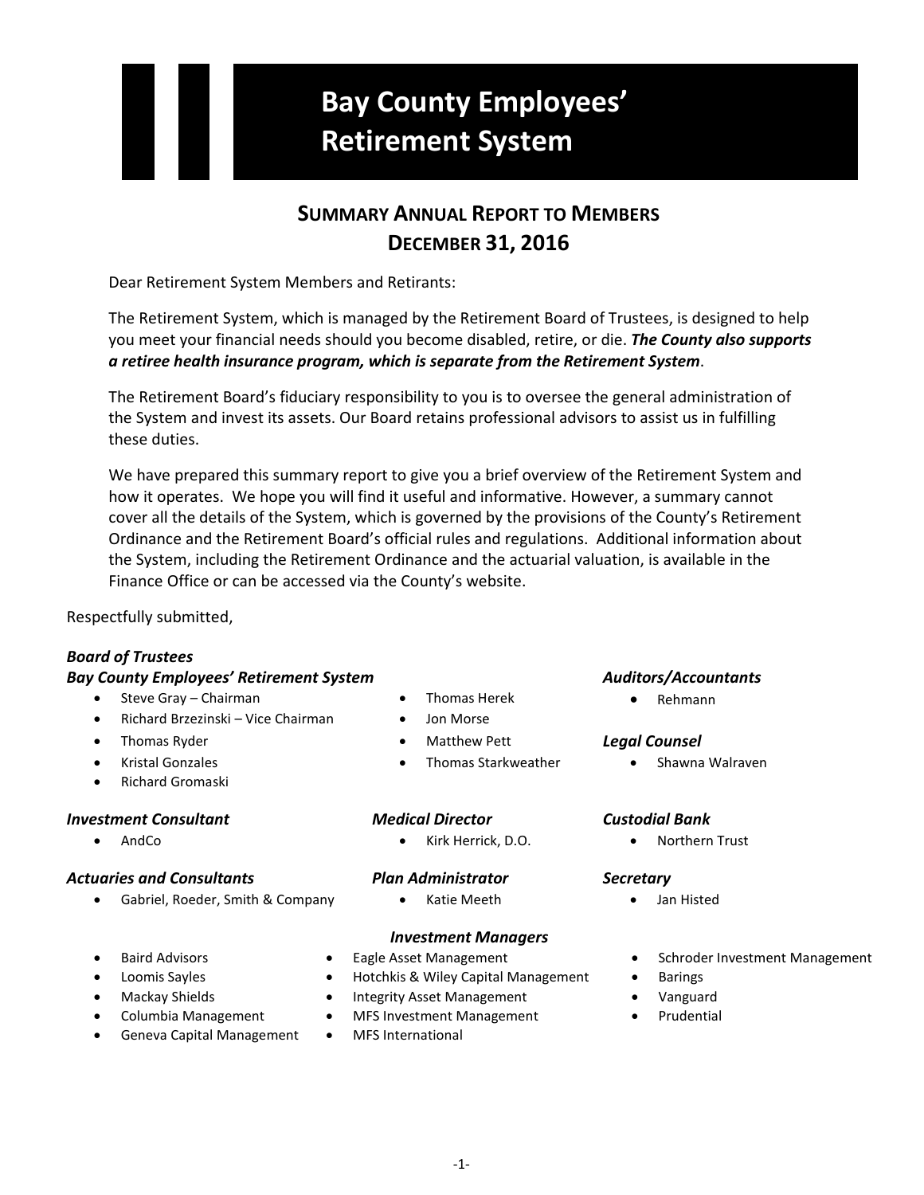# Bay County Employees' Retirement System

## Summary Annual Report to Members
## December 31, 2016

Dear Retirement System Members and Retirants:

The Retirement System, which is managed by the Retirement Board of Trustees, is designed to help you meet your financial needs should you become disabled, retire, or die. ***The County also supports a retiree health insurance program, which is separate from the Retirement System***.

The Retirement Board's fiduciary responsibility to you is to oversee the general administration of the System and invest its assets. Our Board retains professional advisors to assist us in fulfilling these duties.

We have prepared this summary report to give you a brief overview of the Retirement System and how it operates. We hope you will find it useful and informative. However, a summary cannot cover all the details of the System, which is governed by the provisions of the County's Retirement Ordinance and the Retirement Board's official rules and regulations. Additional information about the System, including the Retirement Ordinance and the actuarial valuation, is available in the Finance Office or can be accessed via the County's website.

Respectfully submitted,

***Board of Trustees***
***Bay County Employees' Retirement System***

- Steve Gray – Chairman
- Richard Brzezinski – Vice Chairman
- Thomas Ryder
- Kristal Gonzales
- Richard Gromaski
- Thomas Herek
- Jon Morse
- Matthew Pett
- Thomas Starkweather

***Auditors/Accountants***

- Rehmann

***Legal Counsel***

- Shawna Walraven

***Investment Consultant***

- AndCo

***Medical Director***

- Kirk Herrick, D.O.

***Custodial Bank***

- Northern Trust

***Actuaries and Consultants***

- Gabriel, Roeder, Smith & Company

***Plan Administrator***

- Katie Meeth

***Secretary***

- Jan Histed

***Investment Managers***

- Baird Advisors
- Loomis Sayles
- Mackay Shields
- Columbia Management
- Geneva Capital Management
- Eagle Asset Management
- Hotchkis & Wiley Capital Management
- Integrity Asset Management
- MFS Investment Management
- MFS International
- Schroder Investment Management
- Barings
- Vanguard
- Prudential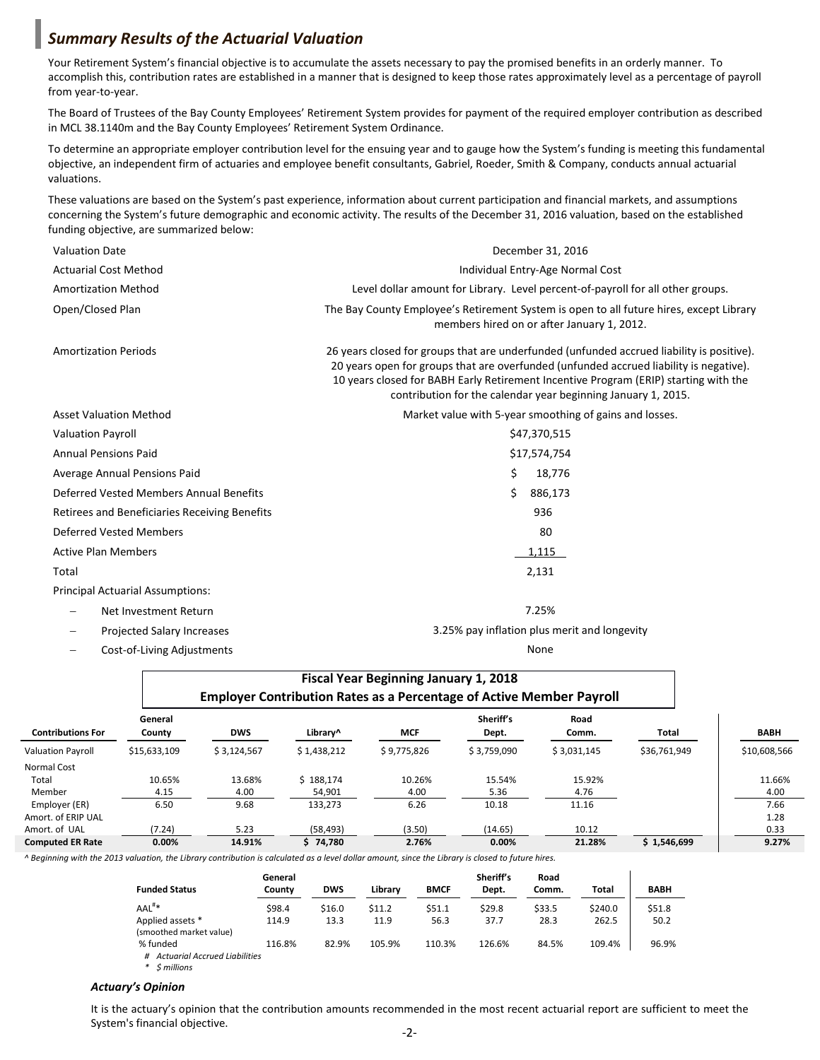## *Summary Results of the Actuarial Valuation*

Your Retirement System's financial objective is to accumulate the assets necessary to pay the promised benefits in an orderly manner. To accomplish this, contribution rates are established in a manner that is designed to keep those rates approximately level as a percentage of payroll from year-to-year.

The Board of Trustees of the Bay County Employees' Retirement System provides for payment of the required employer contribution as described in MCL 38.1140m and the Bay County Employees' Retirement System Ordinance.

To determine an appropriate employer contribution level for the ensuing year and to gauge how the System's funding is meeting this fundamental objective, an independent firm of actuaries and employee benefit consultants, Gabriel, Roeder, Smith & Company, conducts annual actuarial valuations.

These valuations are based on the System's past experience, information about current participation and financial markets, and assumptions concerning the System's future demographic and economic activity. The results of the December 31, 2016 valuation, based on the established funding objective, are summarized below:

| | |
|---|---|
| Valuation Date | December 31, 2016 |
| Actuarial Cost Method | Individual Entry-Age Normal Cost |
| Amortization Method | Level dollar amount for Library. Level percent-of-payroll for all other groups. |
| Open/Closed Plan | The Bay County Employee's Retirement System is open to all future hires, except Library members hired on or after January 1, 2012. |
| Amortization Periods | 26 years closed for groups that are underfunded (unfunded accrued liability is positive). 20 years open for groups that are overfunded (unfunded accrued liability is negative). 10 years closed for BABH Early Retirement Incentive Program (ERIP) starting with the contribution for the calendar year beginning January 1, 2015. |
| Asset Valuation Method | Market value with 5-year smoothing of gains and losses. |
| Valuation Payroll | $47,370,515 |
| Annual Pensions Paid | $17,574,754 |
| Average Annual Pensions Paid | $ 18,776 |
| Deferred Vested Members Annual Benefits | $ 886,173 |
| Retirees and Beneficiaries Receiving Benefits | 936 |
| Deferred Vested Members | 80 |
| Active Plan Members | 1,115 |
| Total | 2,131 |
| Principal Actuarial Assumptions: | |
| – Net Investment Return | 7.25% |
| – Projected Salary Increases | 3.25% pay inflation plus merit and longevity |
| – Cost-of-Living Adjustments | None |

**Fiscal Year Beginning January 1, 2018**
**Employer Contribution Rates as a Percentage of Active Member Payroll**

| Contributions For | General County | DWS | Library^ | MCF | Sheriff's Dept. | Road Comm. | Total | BABH |
|---|---|---|---|---|---|---|---|---|
| Valuation Payroll | $15,633,109 | $ 3,124,567 | $ 1,438,212 | $ 9,775,826 | $ 3,759,090 | $ 3,031,145 | $36,761,949 | $10,608,566 |
| Normal Cost | | | | | | | | |
| Total | 10.65% | 13.68% | $ 188,174 | 10.26% | 15.54% | 15.92% | | 11.66% |
| Member | 4.15 | 4.00 | 54,901 | 4.00 | 5.36 | 4.76 | | 4.00 |
| Employer (ER) | 6.50 | 9.68 | 133,273 | 6.26 | 10.18 | 11.16 | | 7.66 |
| Amort. of ERIP UAL | | | | | | | | 1.28 |
| Amort. of UAL | (7.24) | 5.23 | (58,493) | (3.50) | (14.65) | 10.12 | | 0.33 |
| **Computed ER Rate** | **0.00%** | **14.91%** | **$ 74,780** | **2.76%** | **0.00%** | **21.28%** | **$ 1,546,699** | **9.27%** |

*^ Beginning with the 2013 valuation, the Library contribution is calculated as a level dollar amount, since the Library is closed to future hires.*

| Funded Status | General County | DWS | Library | BMCF | Sheriff's Dept. | Road Comm. | Total | BABH |
|---|---|---|---|---|---|---|---|---|
| AAL#* | $98.4 | $16.0 | $11.2 | $51.1 | $29.8 | $33.5 | $240.0 | $51.8 |
| Applied assets * (smoothed market value) | 114.9 | 13.3 | 11.9 | 56.3 | 37.7 | 28.3 | 262.5 | 50.2 |
| % funded | 116.8% | 82.9% | 105.9% | 110.3% | 126.6% | 84.5% | 109.4% | 96.9% |

*# Actuarial Accrued Liabilities*
*\* $ millions*

### *Actuary's Opinion*

It is the actuary's opinion that the contribution amounts recommended in the most recent actuarial report are sufficient to meet the System's financial objective.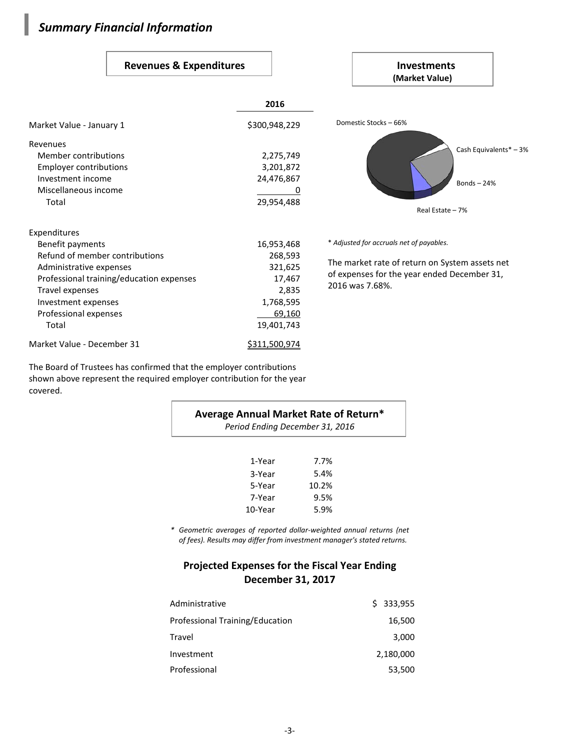## *Summary Financial Information*

### Revenues & Expenditures

| | 2016 |
|---|---|
| Market Value - January 1 | $300,948,229 |
| **Revenues** | |
| Member contributions | 2,275,749 |
| Employer contributions | 3,201,872 |
| Investment income | 24,476,867 |
| Miscellaneous income | 0 |
| Total | 29,954,488 |
| **Expenditures** | |
| Benefit payments | 16,953,468 |
| Refund of member contributions | 268,593 |
| Administrative expenses | 321,625 |
| Professional training/education expenses | 17,467 |
| Travel expenses | 2,835 |
| Investment expenses | 1,768,595 |
| Professional expenses | 69,160 |
| Total | 19,401,743 |
| Market Value - December 31 | $311,500,974 |

The Board of Trustees has confirmed that the employer contributions shown above represent the required employer contribution for the year covered.

### Investments
**(Market Value)**

Domestic Stocks – 66%
Cash Equivalents* – 3%
Bonds – 24%
Real Estate – 7%

*\* Adjusted for accruals net of payables.*

The market rate of return on System assets net of expenses for the year ended December 31, 2016 was 7.68%.

### Average Annual Market Rate of Return*
*Period Ending December 31, 2016*

| Period | Return |
|---|---|
| 1-Year | 7.7% |
| 3-Year | 5.4% |
| 5-Year | 10.2% |
| 7-Year | 9.5% |
| 10-Year | 5.9% |

*\* Geometric averages of reported dollar-weighted annual returns (net of fees). Results may differ from investment manager's stated returns.*

### Projected Expenses for the Fiscal Year Ending December 31, 2017

| Expense | Amount |
|---|---|
| Administrative | $ 333,955 |
| Professional Training/Education | 16,500 |
| Travel | 3,000 |
| Investment | 2,180,000 |
| Professional | 53,500 |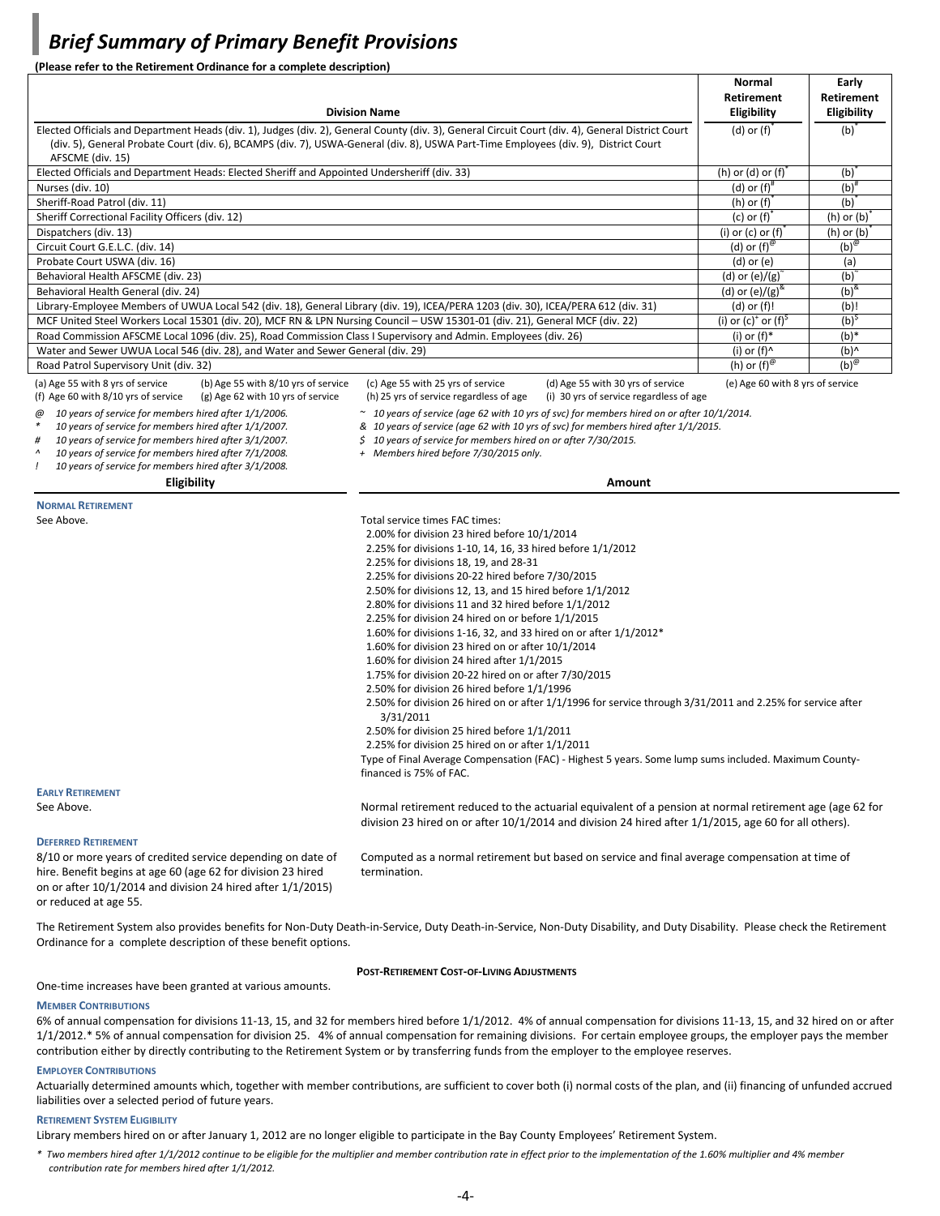# Brief Summary of Primary Benefit Provisions

**(Please refer to the Retirement Ordinance for a complete description)**

| Division Name | Normal Retirement Eligibility | Early Retirement Eligibility |
|---|---|---|
| Elected Officials and Department Heads (div. 1), Judges (div. 2), General County (div. 3), General Circuit Court (div. 4), General District Court (div. 5), General Probate Court (div. 6), BCAMPS (div. 7), USWA-General (div. 8), USWA Part-Time Employees (div. 9), District Court AFSCME (div. 15) | (d) or (f)* | (b)* |
| Elected Officials and Department Heads: Elected Sheriff and Appointed Undersheriff (div. 33) | (h) or (d) or (f)* | (b)* |
| Nurses (div. 10) | (d) or (f)# | (b)# |
| Sheriff-Road Patrol (div. 11) | (h) or (f)* | (b)* |
| Sheriff Correctional Facility Officers (div. 12) | (c) or (f)* | (h) or (b)* |
| Dispatchers (div. 13) | (i) or (c) or (f)* | (h) or (b)* |
| Circuit Court G.E.L.C. (div. 14) | (d) or (f)@ | (b)@ |
| Probate Court USWA (div. 16) | (d) or (e) | (a) |
| Behavioral Health AFSCME (div. 23) | (d) or (e)/(g)~ | (b)~ |
| Behavioral Health General (div. 24) | (d) or (e)/(g)& | (b)& |
| Library-Employee Members of UWUA Local 542 (div. 18), General Library (div. 19), ICEA/PERA 1203 (div. 30), ICEA/PERA 612 (div. 31) | (d) or (f)! | (b)! |
| MCF United Steel Workers Local 15301 (div. 20), MCF RN & LPN Nursing Council – USW 15301-01 (div. 21), General MCF (div. 22) | (i) or (c)+ or (f)$ | (b)$ |
| Road Commission AFSCME Local 1096 (div. 25), Road Commission Class I Supervisory and Admin. Employees (div. 26) | (i) or (f)* | (b)* |
| Water and Sewer UWUA Local 546 (div. 28), and Water and Sewer General (div. 29) | (i) or (f)^ | (b)^ |
| Road Patrol Supervisory Unit (div. 32) | (h) or (f)@ | (b)@ |

(a) Age 55 with 8 yrs of service
(b) Age 55 with 8/10 yrs of service
(c) Age 55 with 25 yrs of service
(d) Age 55 with 30 yrs of service
(e) Age 60 with 8 yrs of service
(f) Age 60 with 8/10 yrs of service
(g) Age 62 with 10 yrs of service
(h) 25 yrs of service regardless of age
(i) 30 yrs of service regardless of age

*@ 10 years of service for members hired after 1/1/2006.*
*\* 10 years of service for members hired after 1/1/2007.*
*# 10 years of service for members hired after 3/1/2007.*
*^ 10 years of service for members hired after 7/1/2008.*
*! 10 years of service for members hired after 3/1/2008.*
*~ 10 years of service (age 62 with 10 yrs of svc) for members hired on or after 10/1/2014.*
*& 10 years of service (age 62 with 10 yrs of svc) for members hired after 1/1/2015.*
*$ 10 years of service for members hired on or after 7/30/2015.*
*+ Members hired before 7/30/2015 only.*

| Eligibility | Amount |
|---|---|
| **NORMAL RETIREMENT**<br>See Above. | Total service times FAC times:<br>2.00% for division 23 hired before 10/1/2014<br>2.25% for divisions 1-10, 14, 16, 33 hired before 1/1/2012<br>2.25% for divisions 18, 19, and 28-31<br>2.25% for divisions 20-22 hired before 7/30/2015<br>2.50% for divisions 12, 13, and 15 hired before 1/1/2012<br>2.80% for divisions 11 and 32 hired before 1/1/2012<br>2.25% for division 24 hired on or before 1/1/2015<br>1.60% for divisions 1-16, 32, and 33 hired on or after 1/1/2012*<br>1.60% for division 23 hired on or after 10/1/2014<br>1.60% for division 24 hired after 1/1/2015<br>1.75% for division 20-22 hired on or after 7/30/2015<br>2.50% for division 26 hired before 1/1/1996<br>2.50% for division 26 hired on or after 1/1/1996 for service through 3/31/2011 and 2.25% for service after 3/31/2011<br>2.50% for division 25 hired before 1/1/2011<br>2.25% for division 25 hired on or after 1/1/2011<br>Type of Final Average Compensation (FAC) - Highest 5 years. Some lump sums included. Maximum County-financed is 75% of FAC. |
| **EARLY RETIREMENT**<br>See Above. | Normal retirement reduced to the actuarial equivalent of a pension at normal retirement age (age 62 for division 23 hired on or after 10/1/2014 and division 24 hired after 1/1/2015, age 60 for all others). |
| **DEFERRED RETIREMENT**<br>8/10 or more years of credited service depending on date of hire. Benefit begins at age 60 (age 62 for division 23 hired on or after 10/1/2014 and division 24 hired after 1/1/2015) or reduced at age 55. | Computed as a normal retirement but based on service and final average compensation at time of termination. |

The Retirement System also provides benefits for Non-Duty Death-in-Service, Duty Death-in-Service, Non-Duty Disability, and Duty Disability. Please check the Retirement Ordinance for a complete description of these benefit options.

**POST-RETIREMENT COST-OF-LIVING ADJUSTMENTS**

One-time increases have been granted at various amounts.

**MEMBER CONTRIBUTIONS**

6% of annual compensation for divisions 11-13, 15, and 32 for members hired before 1/1/2012. 4% of annual compensation for divisions 11-13, 15, and 32 hired on or after 1/1/2012.* 5% of annual compensation for division 25. 4% of annual compensation for remaining divisions. For certain employee groups, the employer pays the member contribution either by directly contributing to the Retirement System or by transferring funds from the employer to the employee reserves.

**EMPLOYER CONTRIBUTIONS**

Actuarially determined amounts which, together with member contributions, are sufficient to cover both (i) normal costs of the plan, and (ii) financing of unfunded accrued liabilities over a selected period of future years.

**RETIREMENT SYSTEM ELIGIBILITY**

Library members hired on or after January 1, 2012 are no longer eligible to participate in the Bay County Employees' Retirement System.

*\* Two members hired after 1/1/2012 continue to be eligible for the multiplier and member contribution rate in effect prior to the implementation of the 1.60% multiplier and 4% member contribution rate for members hired after 1/1/2012.*